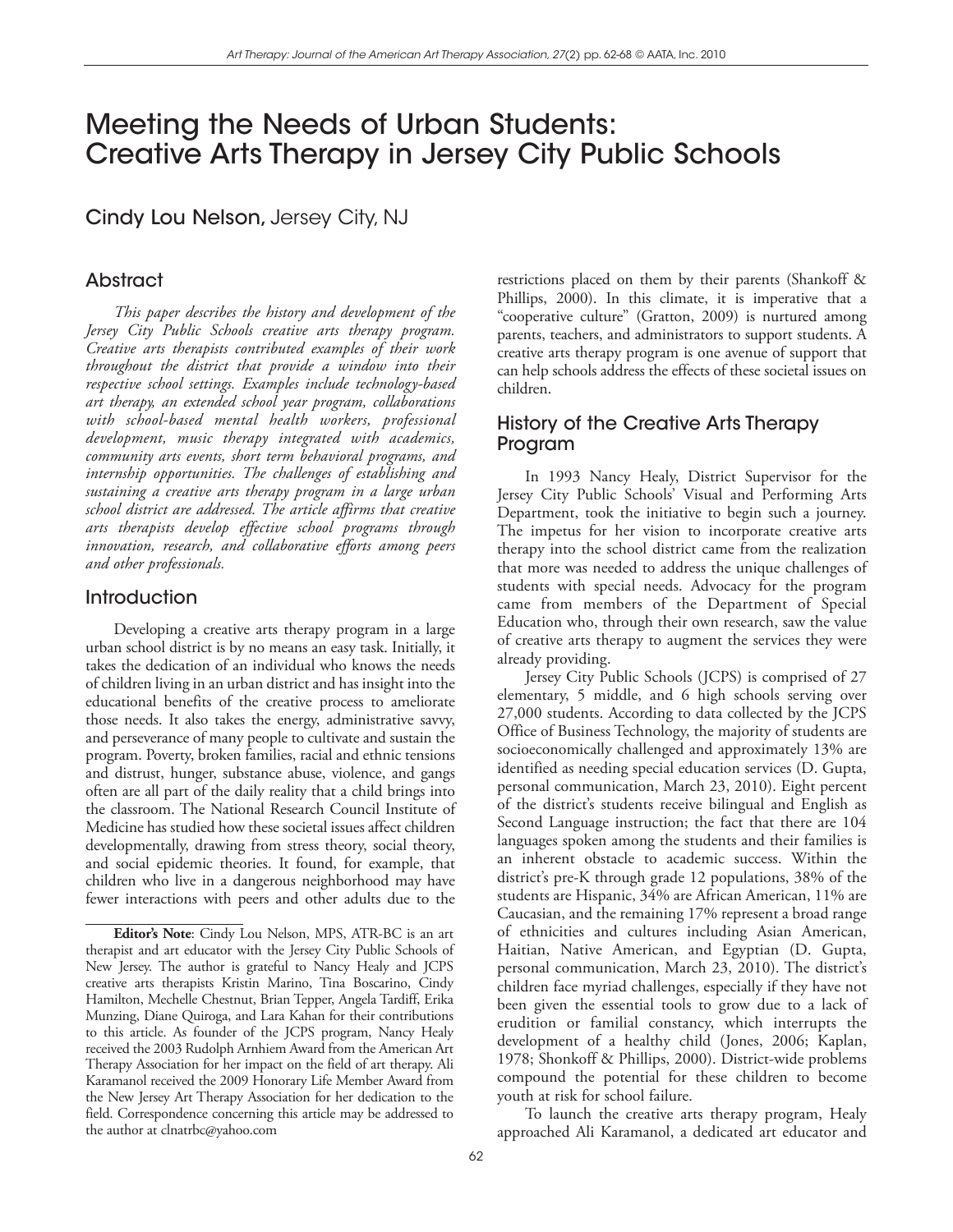# Meeting the Needs of Urban Students: Creative Arts Therapy in Jersey City Public Schools

Cindy Lou Nelson, Jersey City, NJ

## Abstract

*This paper describes the history and development of the Jersey City Public Schools creative arts therapy program. Creative arts therapists contributed examples of their work throughout the district that provide a window into their respective school settings. Examples include technology-based art therapy, an extended school year program, collaborations with school-based mental health workers, professional development, music therapy integrated with academics, community arts events, short term behavioral programs, and internship opportunities. The challenges of establishing and sustaining a creative arts therapy program in a large urban school district are addressed. The article affirms that creative arts therapists develop effective school programs through innovation, research, and collaborative efforts among peers and other professionals.*

## Introduction

Developing a creative arts therapy program in a large urban school district is by no means an easy task. Initially, it takes the dedication of an individual who knows the needs of children living in an urban district and has insight into the educational benefits of the creative process to ameliorate those needs. It also takes the energy, administrative savvy, and perseverance of many people to cultivate and sustain the program. Poverty, broken families, racial and ethnic tensions and distrust, hunger, substance abuse, violence, and gangs often are all part of the daily reality that a child brings into the classroom. The National Research Council Institute of Medicine has studied how these societal issues affect children developmentally, drawing from stress theory, social theory, and social epidemic theories. It found, for example, that children who live in a dangerous neighborhood may have fewer interactions with peers and other adults due to the restrictions placed on them by their parents (Shankoff & Phillips, 2000). In this climate, it is imperative that a "cooperative culture" (Gratton, 2009) is nurtured among parents, teachers, and administrators to support students. A creative arts therapy program is one avenue of support that can help schools address the effects of these societal issues on children.

## History of the Creative Arts Therapy Program

In 1993 Nancy Healy, District Supervisor for the Jersey City Public Schools' Visual and Performing Arts Department, took the initiative to begin such a journey. The impetus for her vision to incorporate creative arts therapy into the school district came from the realization that more was needed to address the unique challenges of students with special needs. Advocacy for the program came from members of the Department of Special Education who, through their own research, saw the value of creative arts therapy to augment the services they were already providing.

Jersey City Public Schools (JCPS) is comprised of 27 elementary, 5 middle, and 6 high schools serving over 27,000 students. According to data collected by the JCPS Office of Business Technology, the majority of students are socioeconomically challenged and approximately 13% are identified as needing special education services (D. Gupta, personal communication, March 23, 2010). Eight percent of the district's students receive bilingual and English as Second Language instruction; the fact that there are 104 languages spoken among the students and their families is an inherent obstacle to academic success. Within the district's pre-K through grade 12 populations, 38% of the students are Hispanic, 34% are African American, 11% are Caucasian, and the remaining 17% represent a broad range of ethnicities and cultures including Asian American, Haitian, Native American, and Egyptian (D. Gupta, personal communication, March 23, 2010). The district's children face myriad challenges, especially if they have not been given the essential tools to grow due to a lack of erudition or familial constancy, which interrupts the development of a healthy child (Jones, 2006; Kaplan, 1978; Shonkoff & Phillips, 2000). District-wide problems compound the potential for these children to become youth at risk for school failure.

To launch the creative arts therapy program, Healy approached Ali Karamanol, a dedicated art educator and

---

**Editor's Note**: Cindy Lou Nelson, MPS, ATR-BC is an art therapist and art educator with the Jersey City Public Schools of New Jersey. The author is grateful to Nancy Healy and JCPS creative arts therapists Kristin Marino, Tina Boscarino, Cindy Hamilton, Mechelle Chestnut, Brian Tepper, Angela Tardiff, Erika Munzing, Diane Quiroga, and Lara Kahan for their contributions to this article. As founder of the JCPS program, Nancy Healy received the 2003 Rudolph Arnhiem Award from the American Art Therapy Association for her impact on the field of art therapy. Ali Karamanol received the 2009 Honorary Life Member Award from the New Jersey Art Therapy Association for her dedication to the field. Correspondence concerning this article may be addressed to the author at clnatrbc@yahoo.com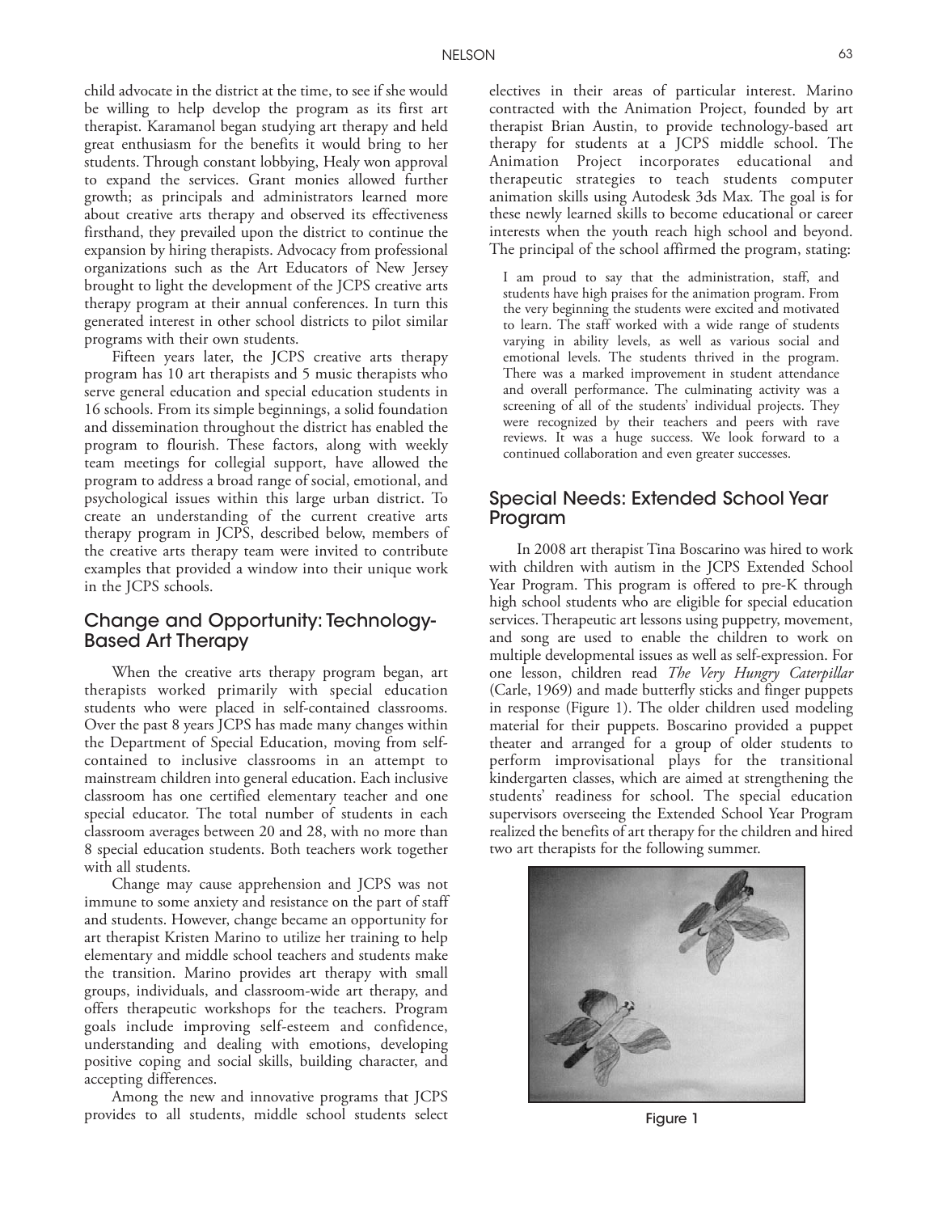child advocate in the district at the time, to see if she would be willing to help develop the program as its first art therapist. Karamanol began studying art therapy and held great enthusiasm for the benefits it would bring to her students. Through constant lobbying, Healy won approval to expand the services. Grant monies allowed further growth; as principals and administrators learned more about creative arts therapy and observed its effectiveness firsthand, they prevailed upon the district to continue the expansion by hiring therapists. Advocacy from professional organizations such as the Art Educators of New Jersey brought to light the development of the JCPS creative arts therapy program at their annual conferences. In turn this generated interest in other school districts to pilot similar programs with their own students.

Fifteen years later, the JCPS creative arts therapy program has 10 art therapists and 5 music therapists who serve general education and special education students in 16 schools. From its simple beginnings, a solid foundation and dissemination throughout the district has enabled the program to flourish. These factors, along with weekly team meetings for collegial support, have allowed the program to address a broad range of social, emotional, and psychological issues within this large urban district. To create an understanding of the current creative arts therapy program in JCPS, described below, members of the creative arts therapy team were invited to contribute examples that provided a window into their unique work in the JCPS schools.

## Change and Opportunity: Technology-Based Art Therapy

When the creative arts therapy program began, art therapists worked primarily with special education students who were placed in self-contained classrooms. Over the past 8 years JCPS has made many changes within the Department of Special Education, moving from self-contained to inclusive classrooms in an attempt to mainstream children into general education. Each inclusive classroom has one certified elementary teacher and one special educator. The total number of students in each classroom averages between 20 and 28, with no more than 8 special education students. Both teachers work together with all students.

Change may cause apprehension and JCPS was not immune to some anxiety and resistance on the part of staff and students. However, change became an opportunity for art therapist Kristen Marino to utilize her training to help elementary and middle school teachers and students make the transition. Marino provides art therapy with small groups, individuals, and classroom-wide art therapy, and offers therapeutic workshops for the teachers. Program goals include improving self-esteem and confidence, understanding and dealing with emotions, developing positive coping and social skills, building character, and accepting differences.

Among the new and innovative programs that JCPS provides to all students, middle school students select electives in their areas of particular interest. Marino contracted with the Animation Project, founded by art therapist Brian Austin, to provide technology-based art therapy for students at a JCPS middle school. The Animation Project incorporates educational and therapeutic strategies to teach students computer animation skills using Autodesk 3ds Max. The goal is for these newly learned skills to become educational or career interests when the youth reach high school and beyond. The principal of the school affirmed the program, stating:

> I am proud to say that the administration, staff, and students have high praises for the animation program. From the very beginning the students were excited and motivated to learn. The staff worked with a wide range of students varying in ability levels, as well as various social and emotional levels. The students thrived in the program. There was a marked improvement in student attendance and overall performance. The culminating activity was a screening of all of the students' individual projects. They were recognized by their teachers and peers with rave reviews. It was a huge success. We look forward to a continued collaboration and even greater successes.

## Special Needs: Extended School Year Program

In 2008 art therapist Tina Boscarino was hired to work with children with autism in the JCPS Extended School Year Program. This program is offered to pre-K through high school students who are eligible for special education services. Therapeutic art lessons using puppetry, movement, and song are used to enable the children to work on multiple developmental issues as well as self-expression. For one lesson, children read *The Very Hungry Caterpillar* (Carle, 1969) and made butterfly sticks and finger puppets in response (Figure 1). The older children used modeling material for their puppets. Boscarino provided a puppet theater and arranged for a group of older students to perform improvisational plays for the transitional kindergarten classes, which are aimed at strengthening the students' readiness for school. The special education supervisors overseeing the Extended School Year Program realized the benefits of art therapy for the children and hired two art therapists for the following summer.

Figure 1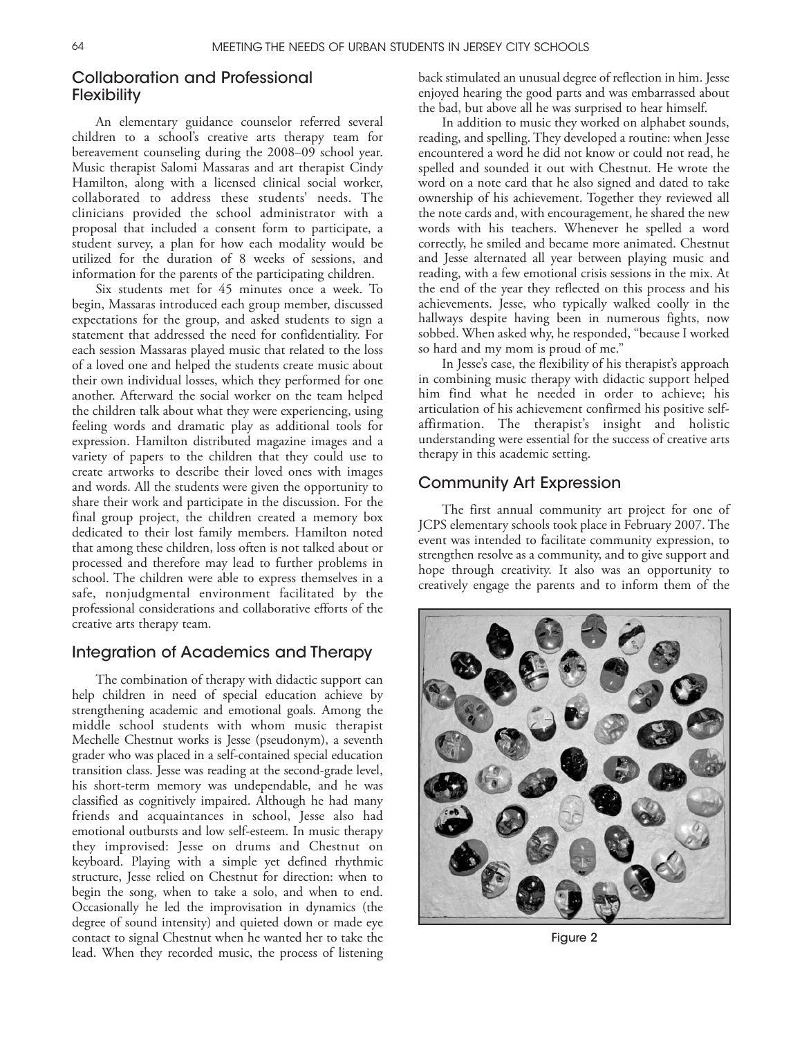## Collaboration and Professional Flexibility

An elementary guidance counselor referred several children to a school's creative arts therapy team for bereavement counseling during the 2008–09 school year. Music therapist Salomi Massaras and art therapist Cindy Hamilton, along with a licensed clinical social worker, collaborated to address these students' needs. The clinicians provided the school administrator with a proposal that included a consent form to participate, a student survey, a plan for how each modality would be utilized for the duration of 8 weeks of sessions, and information for the parents of the participating children.

Six students met for 45 minutes once a week. To begin, Massaras introduced each group member, discussed expectations for the group, and asked students to sign a statement that addressed the need for confidentiality. For each session Massaras played music that related to the loss of a loved one and helped the students create music about their own individual losses, which they performed for one another. Afterward the social worker on the team helped the children talk about what they were experiencing, using feeling words and dramatic play as additional tools for expression. Hamilton distributed magazine images and a variety of papers to the children that they could use to create artworks to describe their loved ones with images and words. All the students were given the opportunity to share their work and participate in the discussion. For the final group project, the children created a memory box dedicated to their lost family members. Hamilton noted that among these children, loss often is not talked about or processed and therefore may lead to further problems in school. The children were able to express themselves in a safe, nonjudgmental environment facilitated by the professional considerations and collaborative efforts of the creative arts therapy team.

## Integration of Academics and Therapy

The combination of therapy with didactic support can help children in need of special education achieve by strengthening academic and emotional goals. Among the middle school students with whom music therapist Mechelle Chestnut works is Jesse (pseudonym), a seventh grader who was placed in a self-contained special education transition class. Jesse was reading at the second-grade level, his short-term memory was undependable, and he was classified as cognitively impaired. Although he had many friends and acquaintances in school, Jesse also had emotional outbursts and low self-esteem. In music therapy they improvised: Jesse on drums and Chestnut on keyboard. Playing with a simple yet defined rhythmic structure, Jesse relied on Chestnut for direction: when to begin the song, when to take a solo, and when to end. Occasionally he led the improvisation in dynamics (the degree of sound intensity) and quieted down or made eye contact to signal Chestnut when he wanted her to take the lead. When they recorded music, the process of listening back stimulated an unusual degree of reflection in him. Jesse enjoyed hearing the good parts and was embarrassed about the bad, but above all he was surprised to hear himself.

In addition to music they worked on alphabet sounds, reading, and spelling. They developed a routine: when Jesse encountered a word he did not know or could not read, he spelled and sounded it out with Chestnut. He wrote the word on a note card that he also signed and dated to take ownership of his achievement. Together they reviewed all the note cards and, with encouragement, he shared the new words with his teachers. Whenever he spelled a word correctly, he smiled and became more animated. Chestnut and Jesse alternated all year between playing music and reading, with a few emotional crisis sessions in the mix. At the end of the year they reflected on this process and his achievements. Jesse, who typically walked coolly in the hallways despite having been in numerous fights, now sobbed. When asked why, he responded, "because I worked so hard and my mom is proud of me."

In Jesse's case, the flexibility of his therapist's approach in combining music therapy with didactic support helped him find what he needed in order to achieve; his articulation of his achievement confirmed his positive self-affirmation. The therapist's insight and holistic understanding were essential for the success of creative arts therapy in this academic setting.

## Community Art Expression

The first annual community art project for one of JCPS elementary schools took place in February 2007. The event was intended to facilitate community expression, to strengthen resolve as a community, and to give support and hope through creativity. It also was an opportunity to creatively engage the parents and to inform them of the

Figure 2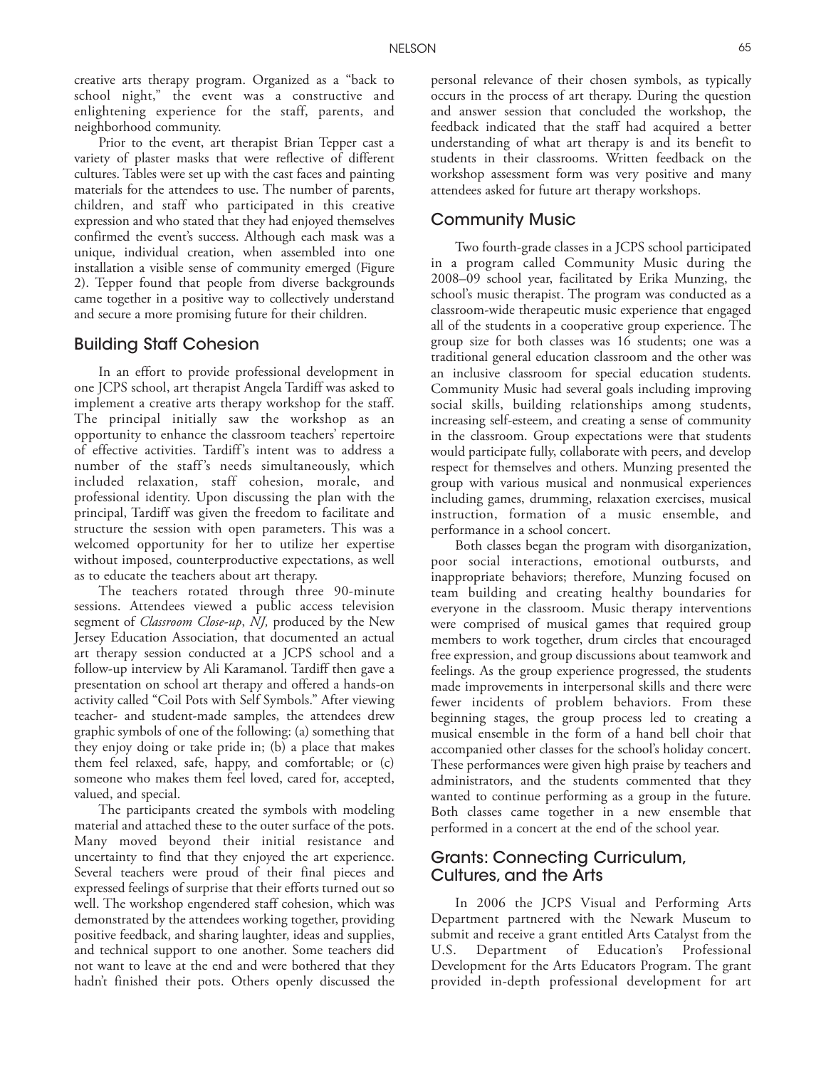creative arts therapy program. Organized as a "back to school night," the event was a constructive and enlightening experience for the staff, parents, and neighborhood community.

Prior to the event, art therapist Brian Tepper cast a variety of plaster masks that were reflective of different cultures. Tables were set up with the cast faces and painting materials for the attendees to use. The number of parents, children, and staff who participated in this creative expression and who stated that they had enjoyed themselves confirmed the event's success. Although each mask was a unique, individual creation, when assembled into one installation a visible sense of community emerged (Figure 2). Tepper found that people from diverse backgrounds came together in a positive way to collectively understand and secure a more promising future for their children.

## Building Staff Cohesion

In an effort to provide professional development in one JCPS school, art therapist Angela Tardiff was asked to implement a creative arts therapy workshop for the staff. The principal initially saw the workshop as an opportunity to enhance the classroom teachers' repertoire of effective activities. Tardiff's intent was to address a number of the staff's needs simultaneously, which included relaxation, staff cohesion, morale, and professional identity. Upon discussing the plan with the principal, Tardiff was given the freedom to facilitate and structure the session with open parameters. This was a welcomed opportunity for her to utilize her expertise without imposed, counterproductive expectations, as well as to educate the teachers about art therapy.

The teachers rotated through three 90-minute sessions. Attendees viewed a public access television segment of *Classroom Close-up*, *NJ,* produced by the New Jersey Education Association, that documented an actual art therapy session conducted at a JCPS school and a follow-up interview by Ali Karamanol. Tardiff then gave a presentation on school art therapy and offered a hands-on activity called "Coil Pots with Self Symbols." After viewing teacher- and student-made samples, the attendees drew graphic symbols of one of the following: (a) something that they enjoy doing or take pride in; (b) a place that makes them feel relaxed, safe, happy, and comfortable; or (c) someone who makes them feel loved, cared for, accepted, valued, and special.

The participants created the symbols with modeling material and attached these to the outer surface of the pots. Many moved beyond their initial resistance and uncertainty to find that they enjoyed the art experience. Several teachers were proud of their final pieces and expressed feelings of surprise that their efforts turned out so well. The workshop engendered staff cohesion, which was demonstrated by the attendees working together, providing positive feedback, and sharing laughter, ideas and supplies, and technical support to one another. Some teachers did not want to leave at the end and were bothered that they hadn't finished their pots. Others openly discussed the personal relevance of their chosen symbols, as typically occurs in the process of art therapy. During the question and answer session that concluded the workshop, the feedback indicated that the staff had acquired a better understanding of what art therapy is and its benefit to students in their classrooms. Written feedback on the workshop assessment form was very positive and many attendees asked for future art therapy workshops.

## Community Music

Two fourth-grade classes in a JCPS school participated in a program called Community Music during the 2008–09 school year, facilitated by Erika Munzing, the school's music therapist. The program was conducted as a classroom-wide therapeutic music experience that engaged all of the students in a cooperative group experience. The group size for both classes was 16 students; one was a traditional general education classroom and the other was an inclusive classroom for special education students. Community Music had several goals including improving social skills, building relationships among students, increasing self-esteem, and creating a sense of community in the classroom. Group expectations were that students would participate fully, collaborate with peers, and develop respect for themselves and others. Munzing presented the group with various musical and nonmusical experiences including games, drumming, relaxation exercises, musical instruction, formation of a music ensemble, and performance in a school concert.

Both classes began the program with disorganization, poor social interactions, emotional outbursts, and inappropriate behaviors; therefore, Munzing focused on team building and creating healthy boundaries for everyone in the classroom. Music therapy interventions were comprised of musical games that required group members to work together, drum circles that encouraged free expression, and group discussions about teamwork and feelings. As the group experience progressed, the students made improvements in interpersonal skills and there were fewer incidents of problem behaviors. From these beginning stages, the group process led to creating a musical ensemble in the form of a hand bell choir that accompanied other classes for the school's holiday concert. These performances were given high praise by teachers and administrators, and the students commented that they wanted to continue performing as a group in the future. Both classes came together in a new ensemble that performed in a concert at the end of the school year.

## Grants: Connecting Curriculum, Cultures, and the Arts

In 2006 the JCPS Visual and Performing Arts Department partnered with the Newark Museum to submit and receive a grant entitled Arts Catalyst from the U.S. Department of Education's Professional Development for the Arts Educators Program. The grant provided in-depth professional development for art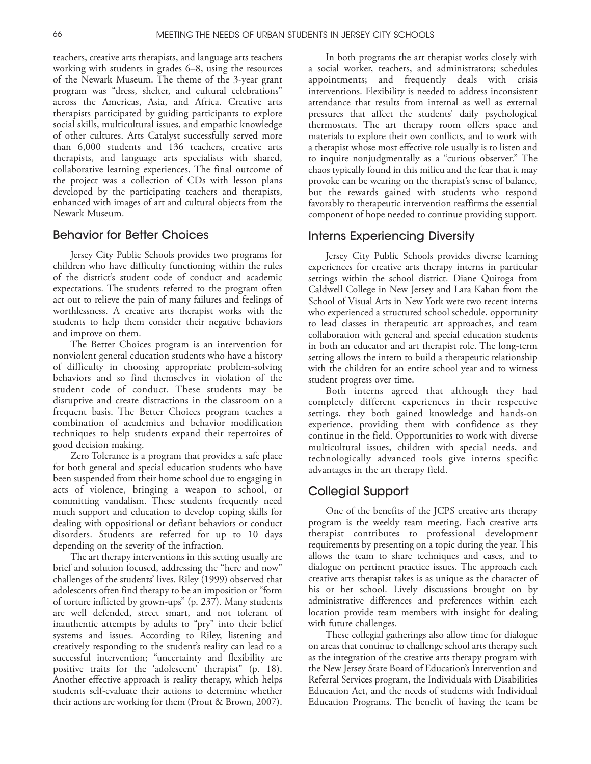teachers, creative arts therapists, and language arts teachers working with students in grades 6–8, using the resources of the Newark Museum. The theme of the 3-year grant program was "dress, shelter, and cultural celebrations" across the Americas, Asia, and Africa. Creative arts therapists participated by guiding participants to explore social skills, multicultural issues, and empathic knowledge of other cultures. Arts Catalyst successfully served more than 6,000 students and 136 teachers, creative arts therapists, and language arts specialists with shared, collaborative learning experiences. The final outcome of the project was a collection of CDs with lesson plans developed by the participating teachers and therapists, enhanced with images of art and cultural objects from the Newark Museum.

## Behavior for Better Choices

Jersey City Public Schools provides two programs for children who have difficulty functioning within the rules of the district's student code of conduct and academic expectations. The students referred to the program often act out to relieve the pain of many failures and feelings of worthlessness. A creative arts therapist works with the students to help them consider their negative behaviors and improve on them.

The Better Choices program is an intervention for nonviolent general education students who have a history of difficulty in choosing appropriate problem-solving behaviors and so find themselves in violation of the student code of conduct. These students may be disruptive and create distractions in the classroom on a frequent basis. The Better Choices program teaches a combination of academics and behavior modification techniques to help students expand their repertoires of good decision making.

Zero Tolerance is a program that provides a safe place for both general and special education students who have been suspended from their home school due to engaging in acts of violence, bringing a weapon to school, or committing vandalism. These students frequently need much support and education to develop coping skills for dealing with oppositional or defiant behaviors or conduct disorders. Students are referred for up to 10 days depending on the severity of the infraction.

The art therapy interventions in this setting usually are brief and solution focused, addressing the "here and now" challenges of the students' lives. Riley (1999) observed that adolescents often find therapy to be an imposition or "form of torture inflicted by grown-ups" (p. 237). Many students are well defended, street smart, and not tolerant of inauthentic attempts by adults to "pry" into their belief systems and issues. According to Riley, listening and creatively responding to the student's reality can lead to a successful intervention; "uncertainty and flexibility are positive traits for the 'adolescent' therapist" (p. 18). Another effective approach is reality therapy, which helps students self-evaluate their actions to determine whether their actions are working for them (Prout & Brown, 2007).

In both programs the art therapist works closely with a social worker, teachers, and administrators; schedules appointments; and frequently deals with crisis interventions. Flexibility is needed to address inconsistent attendance that results from internal as well as external pressures that affect the students' daily psychological thermostats. The art therapy room offers space and materials to explore their own conflicts, and to work with a therapist whose most effective role usually is to listen and to inquire nonjudgmentally as a "curious observer." The chaos typically found in this milieu and the fear that it may provoke can be wearing on the therapist's sense of balance, but the rewards gained with students who respond favorably to therapeutic intervention reaffirms the essential component of hope needed to continue providing support.

## Interns Experiencing Diversity

Jersey City Public Schools provides diverse learning experiences for creative arts therapy interns in particular settings within the school district. Diane Quiroga from Caldwell College in New Jersey and Lara Kahan from the School of Visual Arts in New York were two recent interns who experienced a structured school schedule, opportunity to lead classes in therapeutic art approaches, and team collaboration with general and special education students in both an educator and art therapist role. The long-term setting allows the intern to build a therapeutic relationship with the children for an entire school year and to witness student progress over time.

Both interns agreed that although they had completely different experiences in their respective settings, they both gained knowledge and hands-on experience, providing them with confidence as they continue in the field. Opportunities to work with diverse multicultural issues, children with special needs, and technologically advanced tools give interns specific advantages in the art therapy field.

## Collegial Support

One of the benefits of the JCPS creative arts therapy program is the weekly team meeting. Each creative arts therapist contributes to professional development requirements by presenting on a topic during the year. This allows the team to share techniques and cases, and to dialogue on pertinent practice issues. The approach each creative arts therapist takes is as unique as the character of his or her school. Lively discussions brought on by administrative differences and preferences within each location provide team members with insight for dealing with future challenges.

These collegial gatherings also allow time for dialogue on areas that continue to challenge school arts therapy such as the integration of the creative arts therapy program with the New Jersey State Board of Education's Intervention and Referral Services program, the Individuals with Disabilities Education Act, and the needs of students with Individual Education Programs. The benefit of having the team be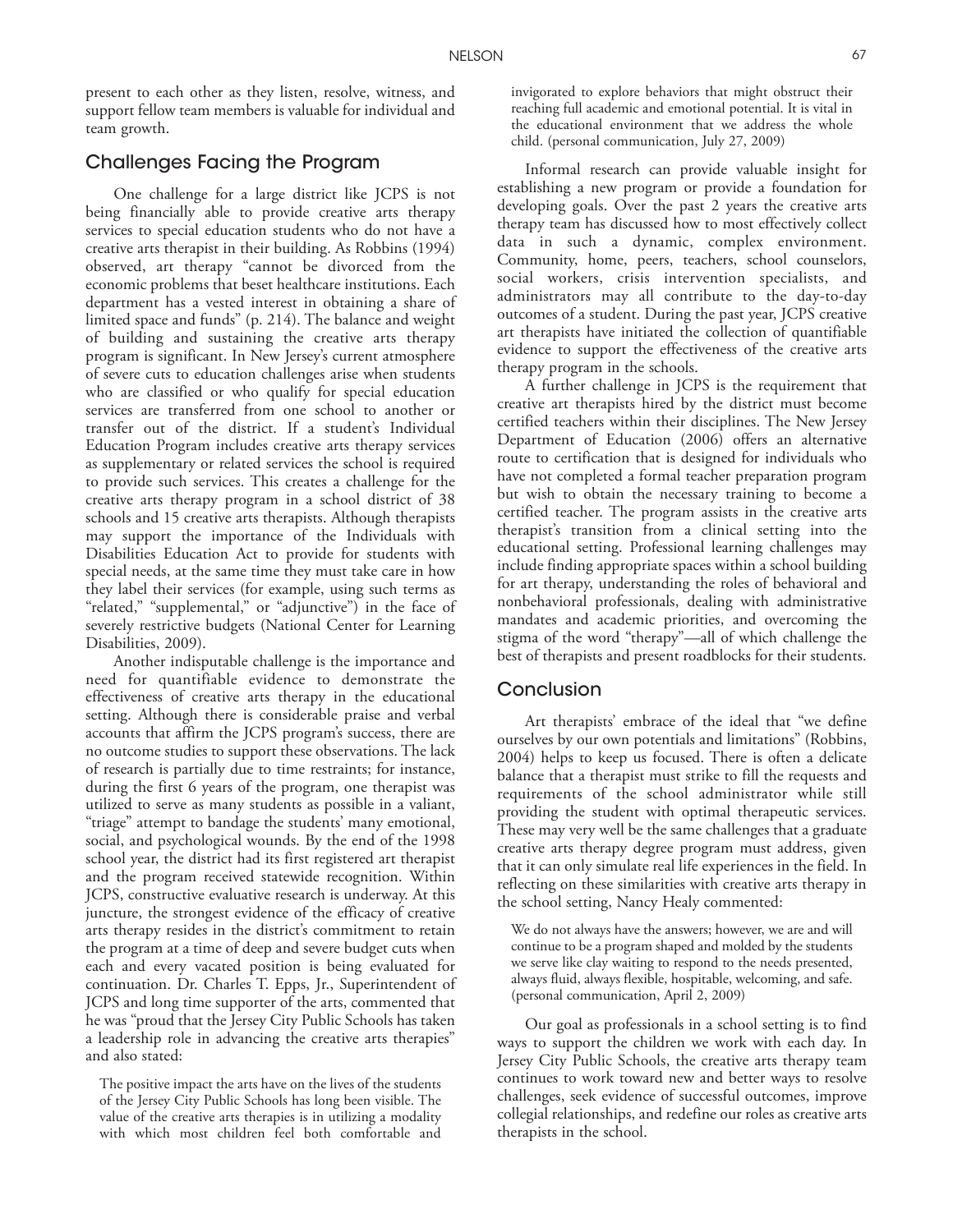present to each other as they listen, resolve, witness, and support fellow team members is valuable for individual and team growth.

## Challenges Facing the Program

One challenge for a large district like JCPS is not being financially able to provide creative arts therapy services to special education students who do not have a creative arts therapist in their building. As Robbins (1994) observed, art therapy "cannot be divorced from the economic problems that beset healthcare institutions. Each department has a vested interest in obtaining a share of limited space and funds" (p. 214). The balance and weight of building and sustaining the creative arts therapy program is significant. In New Jersey's current atmosphere of severe cuts to education challenges arise when students who are classified or who qualify for special education services are transferred from one school to another or transfer out of the district. If a student's Individual Education Program includes creative arts therapy services as supplementary or related services the school is required to provide such services. This creates a challenge for the creative arts therapy program in a school district of 38 schools and 15 creative arts therapists. Although therapists may support the importance of the Individuals with Disabilities Education Act to provide for students with special needs, at the same time they must take care in how they label their services (for example, using such terms as "related," "supplemental," or "adjunctive") in the face of severely restrictive budgets (National Center for Learning Disabilities, 2009).

Another indisputable challenge is the importance and need for quantifiable evidence to demonstrate the effectiveness of creative arts therapy in the educational setting. Although there is considerable praise and verbal accounts that affirm the JCPS program's success, there are no outcome studies to support these observations. The lack of research is partially due to time restraints; for instance, during the first 6 years of the program, one therapist was utilized to serve as many students as possible in a valiant, "triage" attempt to bandage the students' many emotional, social, and psychological wounds. By the end of the 1998 school year, the district had its first registered art therapist and the program received statewide recognition. Within JCPS, constructive evaluative research is underway. At this juncture, the strongest evidence of the efficacy of creative arts therapy resides in the district's commitment to retain the program at a time of deep and severe budget cuts when each and every vacated position is being evaluated for continuation. Dr. Charles T. Epps, Jr., Superintendent of JCPS and long time supporter of the arts, commented that he was "proud that the Jersey City Public Schools has taken a leadership role in advancing the creative arts therapies" and also stated:

> The positive impact the arts have on the lives of the students of the Jersey City Public Schools has long been visible. The value of the creative arts therapies is in utilizing a modality with which most children feel both comfortable and invigorated to explore behaviors that might obstruct their reaching full academic and emotional potential. It is vital in the educational environment that we address the whole child. (personal communication, July 27, 2009)

Informal research can provide valuable insight for establishing a new program or provide a foundation for developing goals. Over the past 2 years the creative arts therapy team has discussed how to most effectively collect data in such a dynamic, complex environment. Community, home, peers, teachers, school counselors, social workers, crisis intervention specialists, and administrators may all contribute to the day-to-day outcomes of a student. During the past year, JCPS creative art therapists have initiated the collection of quantifiable evidence to support the effectiveness of the creative arts therapy program in the schools.

A further challenge in JCPS is the requirement that creative art therapists hired by the district must become certified teachers within their disciplines. The New Jersey Department of Education (2006) offers an alternative route to certification that is designed for individuals who have not completed a formal teacher preparation program but wish to obtain the necessary training to become a certified teacher. The program assists in the creative arts therapist's transition from a clinical setting into the educational setting. Professional learning challenges may include finding appropriate spaces within a school building for art therapy, understanding the roles of behavioral and nonbehavioral professionals, dealing with administrative mandates and academic priorities, and overcoming the stigma of the word "therapy"—all of which challenge the best of therapists and present roadblocks for their students.

## Conclusion

Art therapists' embrace of the ideal that "we define ourselves by our own potentials and limitations" (Robbins, 2004) helps to keep us focused. There is often a delicate balance that a therapist must strike to fill the requests and requirements of the school administrator while still providing the student with optimal therapeutic services. These may very well be the same challenges that a graduate creative arts therapy degree program must address, given that it can only simulate real life experiences in the field. In reflecting on these similarities with creative arts therapy in the school setting, Nancy Healy commented:

> We do not always have the answers; however, we are and will continue to be a program shaped and molded by the students we serve like clay waiting to respond to the needs presented, always fluid, always flexible, hospitable, welcoming, and safe. (personal communication, April 2, 2009)

Our goal as professionals in a school setting is to find ways to support the children we work with each day. In Jersey City Public Schools, the creative arts therapy team continues to work toward new and better ways to resolve challenges, seek evidence of successful outcomes, improve collegial relationships, and redefine our roles as creative arts therapists in the school.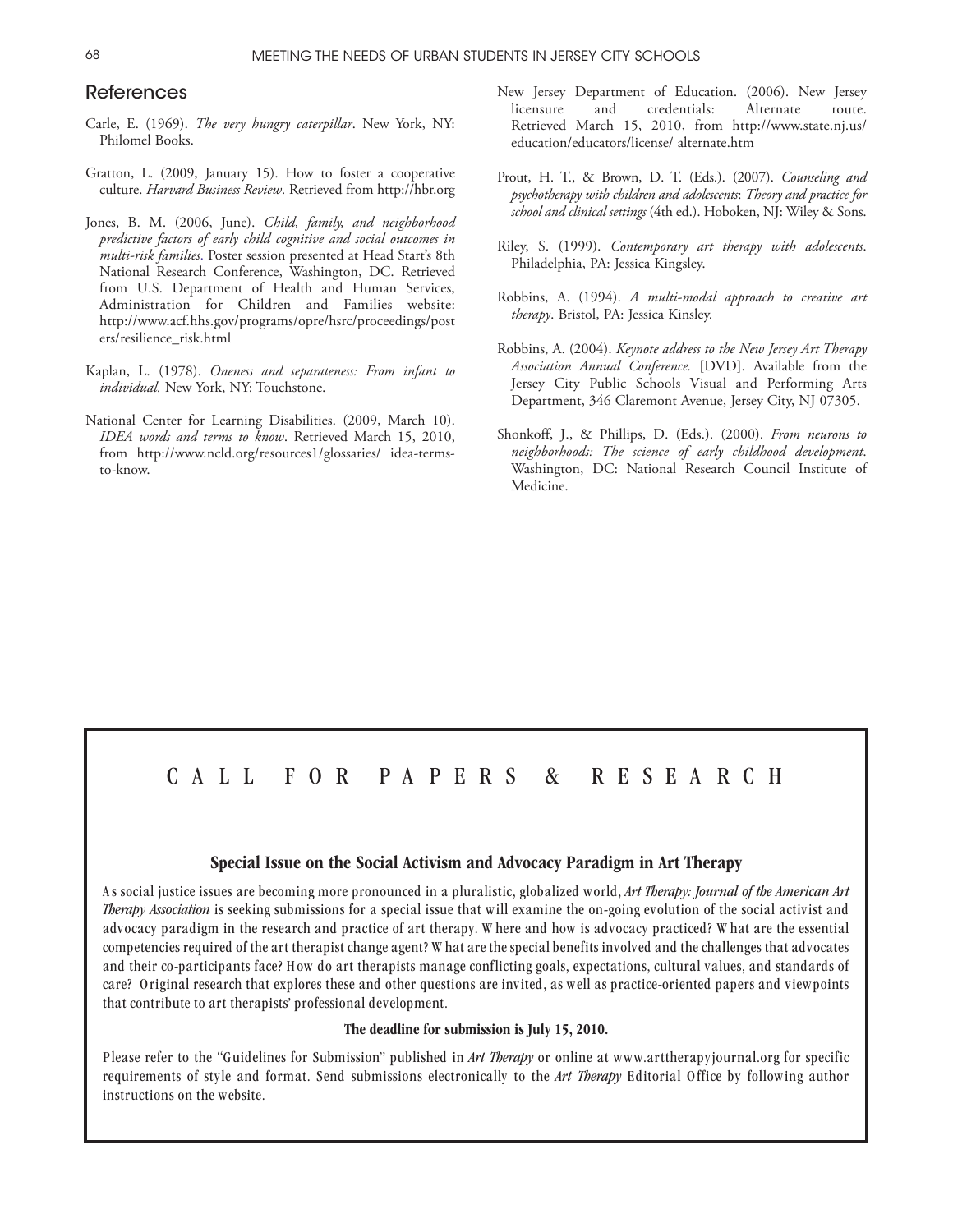## References

Carle, E. (1969). *The very hungry caterpillar*. New York, NY: Philomel Books.

Gratton, L. (2009, January 15). How to foster a cooperative culture. *Harvard Business Review*. Retrieved from http://hbr.org

Jones, B. M. (2006, June). *Child, family, and neighborhood predictive factors of early child cognitive and social outcomes in multi-risk families.* Poster session presented at Head Start's 8th National Research Conference, Washington, DC. Retrieved from U.S. Department of Health and Human Services, Administration for Children and Families website: http://www.acf.hhs.gov/programs/opre/hsrc/proceedings/posters/resilience_risk.html

Kaplan, L. (1978). *Oneness and separateness: From infant to individual.* New York, NY: Touchstone.

National Center for Learning Disabilities. (2009, March 10). *IDEA words and terms to know*. Retrieved March 15, 2010, from http://www.ncld.org/resources1/glossaries/ idea-terms-to-know.

New Jersey Department of Education. (2006). New Jersey licensure and credentials: Alternate route. Retrieved March 15, 2010, from http://www.state.nj.us/ education/educators/license/ alternate.htm

Prout, H. T., & Brown, D. T. (Eds.). (2007). *Counseling and psychotherapy with children and adolescents*: *Theory and practice for school and clinical settings* (4th ed.). Hoboken, NJ: Wiley & Sons.

Riley, S. (1999). *Contemporary art therapy with adolescents*. Philadelphia, PA: Jessica Kingsley.

Robbins, A. (1994). *A multi-modal approach to creative art therapy*. Bristol, PA: Jessica Kinsley.

Robbins, A. (2004). *Keynote address to the New Jersey Art Therapy Association Annual Conference.* [DVD]. Available from the Jersey City Public Schools Visual and Performing Arts Department, 346 Claremont Avenue, Jersey City, NJ 07305.

Shonkoff, J., & Phillips, D. (Eds.). (2000). *From neurons to neighborhoods: The science of early childhood development*. Washington, DC: National Research Council Institute of Medicine.

# CALL FOR PAPERS & RESEARCH

**Special Issue on the Social Activism and Advocacy Paradigm in Art Therapy**

As social justice issues are becoming more pronounced in a pluralistic, globalized world, *Art Therapy: Journal of the American Art Therapy Association* is seeking submissions for a special issue that will examine the on-going evolution of the social activist and advocacy paradigm in the research and practice of art therapy. Where and how is advocacy practiced? What are the essential competencies required of the art therapist change agent? What are the special benefits involved and the challenges that advocates and their co-participants face? How do art therapists manage conflicting goals, expectations, cultural values, and standards of care? Original research that explores these and other questions are invited, as well as practice-oriented papers and viewpoints that contribute to art therapists' professional development.

**The deadline for submission is July 15, 2010.**

Please refer to the "Guidelines for Submission" published in *Art Therapy* or online at www.arttherapyjournal.org for specific requirements of style and format. Send submissions electronically to the *Art Therapy* Editorial Office by following author instructions on the website.